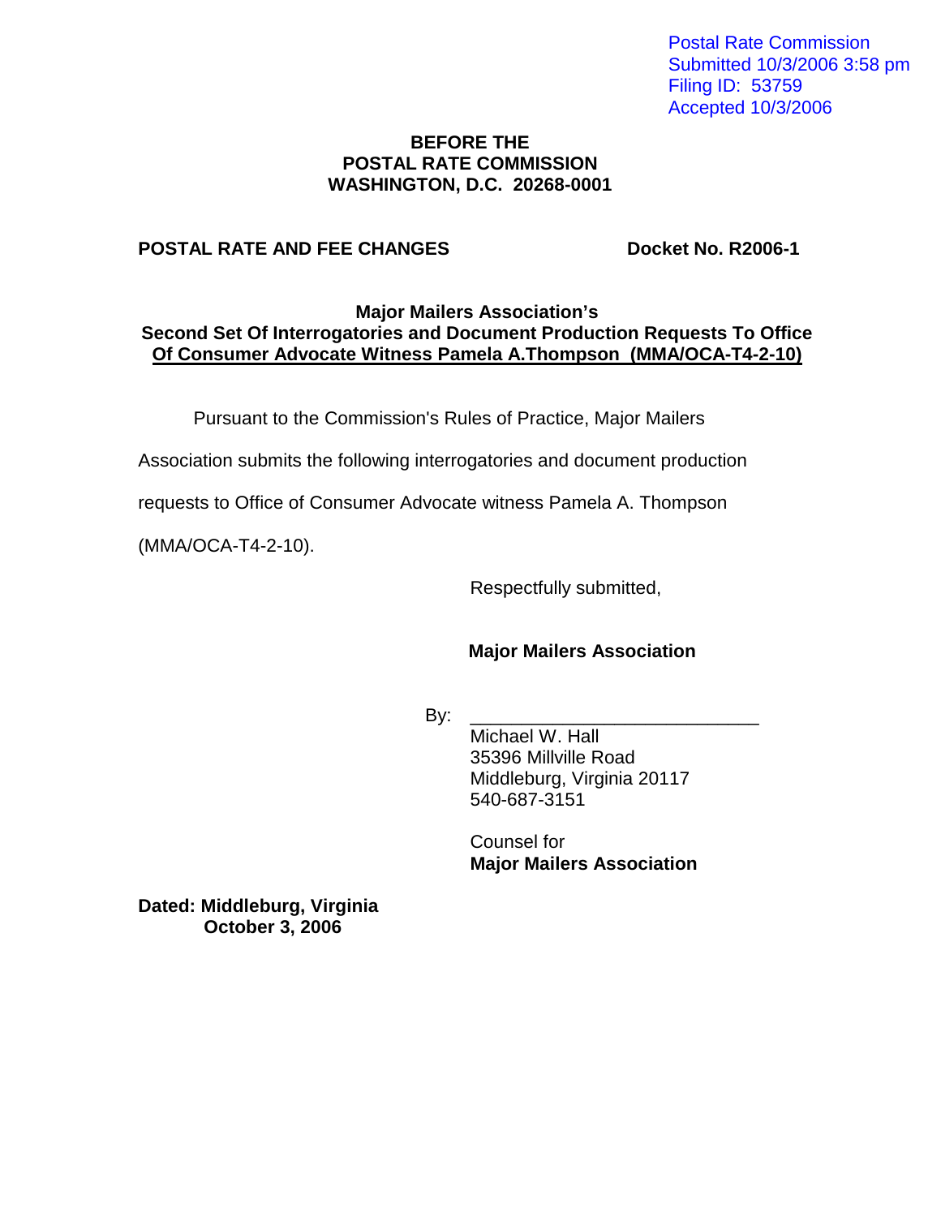Postal Rate Commission
Submitted 10/3/2006 3:58 pm
Filing ID: 53759
Accepted 10/3/2006

**BEFORE THE**
**POSTAL RATE COMMISSION**
**WASHINGTON, D.C. 20268-0001**

**POSTAL RATE AND FEE CHANGES** **Docket No. R2006-1**

**Major Mailers Association's**
**Second Set Of Interrogatories and Document Production Requests To Office Of Consumer Advocate Witness Pamela A.Thompson (MMA/OCA-T4-2-10)**

Pursuant to the Commission's Rules of Practice, Major Mailers Association submits the following interrogatories and document production requests to Office of Consumer Advocate witness Pamela A. Thompson (MMA/OCA-T4-2-10).

Respectfully submitted,

**Major Mailers Association**

By: ____________________________
Michael W. Hall
35396 Millville Road
Middleburg, Virginia 20117
540-687-3151

Counsel for
**Major Mailers Association**

**Dated: Middleburg, Virginia**
**October 3, 2006**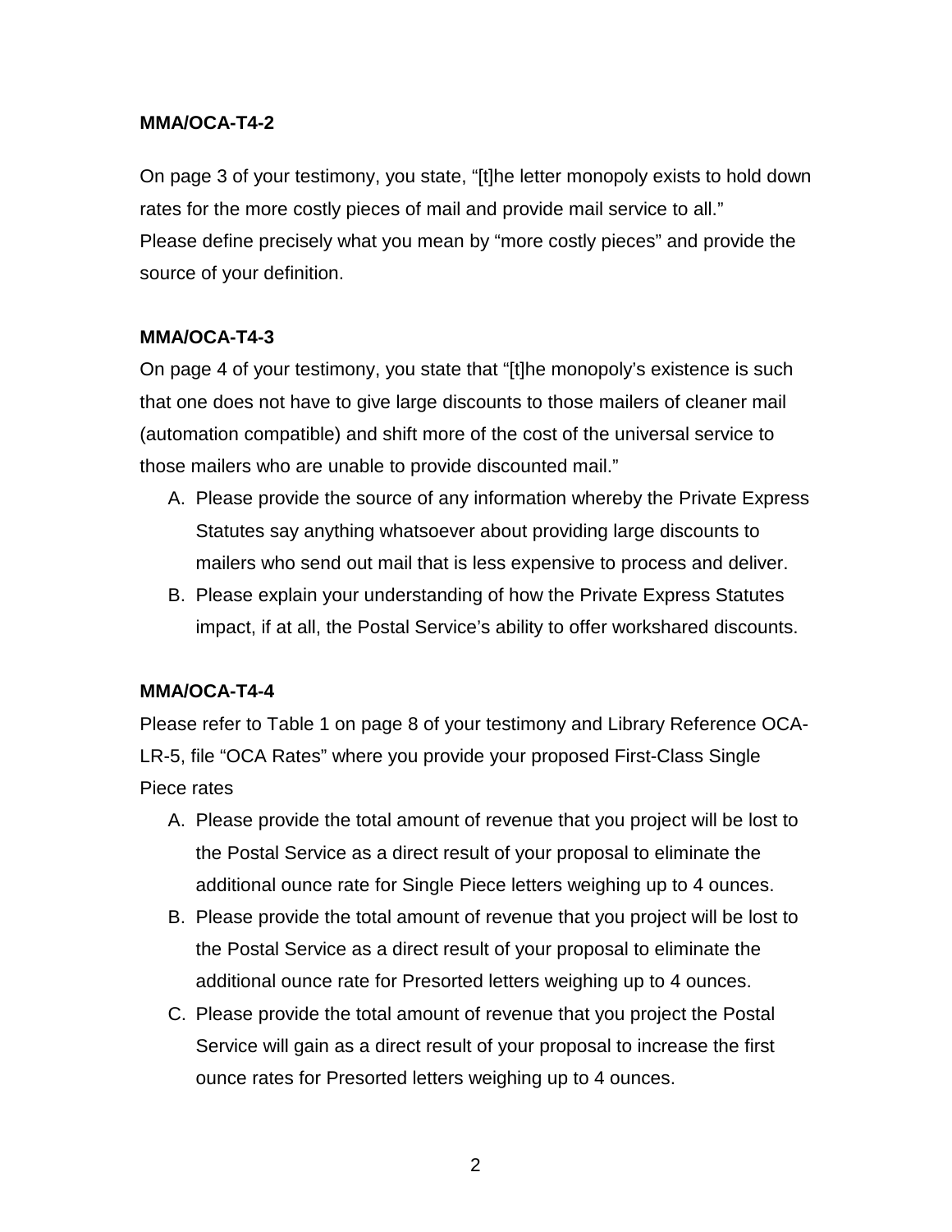**MMA/OCA-T4-2**

On page 3 of your testimony, you state, "[t]he letter monopoly exists to hold down rates for the more costly pieces of mail and provide mail service to all." Please define precisely what you mean by "more costly pieces" and provide the source of your definition.

**MMA/OCA-T4-3**

On page 4 of your testimony, you state that "[t]he monopoly's existence is such that one does not have to give large discounts to those mailers of cleaner mail (automation compatible) and shift more of the cost of the universal service to those mailers who are unable to provide discounted mail."

A. Please provide the source of any information whereby the Private Express Statutes say anything whatsoever about providing large discounts to mailers who send out mail that is less expensive to process and deliver.
B. Please explain your understanding of how the Private Express Statutes impact, if at all, the Postal Service's ability to offer workshared discounts.

**MMA/OCA-T4-4**

Please refer to Table 1 on page 8 of your testimony and Library Reference OCA-LR-5, file "OCA Rates" where you provide your proposed First-Class Single Piece rates

A. Please provide the total amount of revenue that you project will be lost to the Postal Service as a direct result of your proposal to eliminate the additional ounce rate for Single Piece letters weighing up to 4 ounces.
B. Please provide the total amount of revenue that you project will be lost to the Postal Service as a direct result of your proposal to eliminate the additional ounce rate for Presorted letters weighing up to 4 ounces.
C. Please provide the total amount of revenue that you project the Postal Service will gain as a direct result of your proposal to increase the first ounce rates for Presorted letters weighing up to 4 ounces.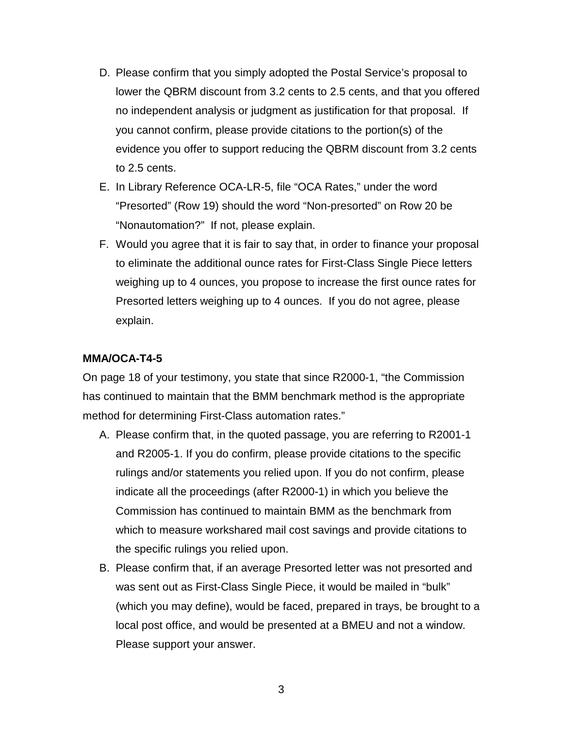D. Please confirm that you simply adopted the Postal Service's proposal to lower the QBRM discount from 3.2 cents to 2.5 cents, and that you offered no independent analysis or judgment as justification for that proposal. If you cannot confirm, please provide citations to the portion(s) of the evidence you offer to support reducing the QBRM discount from 3.2 cents to 2.5 cents.

E. In Library Reference OCA-LR-5, file "OCA Rates," under the word "Presorted" (Row 19) should the word "Non-presorted" on Row 20 be "Nonautomation?" If not, please explain.

F. Would you agree that it is fair to say that, in order to finance your proposal to eliminate the additional ounce rates for First-Class Single Piece letters weighing up to 4 ounces, you propose to increase the first ounce rates for Presorted letters weighing up to 4 ounces. If you do not agree, please explain.

**MMA/OCA-T4-5**

On page 18 of your testimony, you state that since R2000-1, "the Commission has continued to maintain that the BMM benchmark method is the appropriate method for determining First-Class automation rates."

A. Please confirm that, in the quoted passage, you are referring to R2001-1 and R2005-1. If you do confirm, please provide citations to the specific rulings and/or statements you relied upon. If you do not confirm, please indicate all the proceedings (after R2000-1) in which you believe the Commission has continued to maintain BMM as the benchmark from which to measure workshared mail cost savings and provide citations to the specific rulings you relied upon.

B. Please confirm that, if an average Presorted letter was not presorted and was sent out as First-Class Single Piece, it would be mailed in "bulk" (which you may define), would be faced, prepared in trays, be brought to a local post office, and would be presented at a BMEU and not a window. Please support your answer.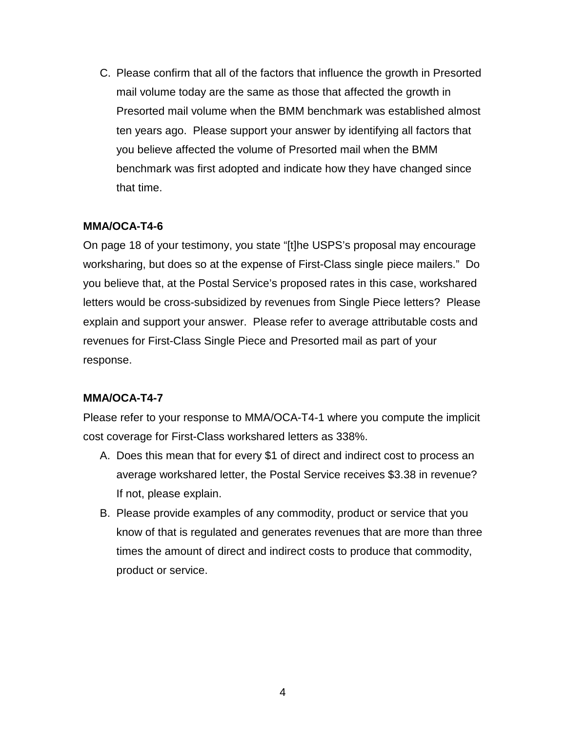C. Please confirm that all of the factors that influence the growth in Presorted mail volume today are the same as those that affected the growth in Presorted mail volume when the BMM benchmark was established almost ten years ago. Please support your answer by identifying all factors that you believe affected the volume of Presorted mail when the BMM benchmark was first adopted and indicate how they have changed since that time.

**MMA/OCA-T4-6**

On page 18 of your testimony, you state "[t]he USPS's proposal may encourage worksharing, but does so at the expense of First-Class single piece mailers." Do you believe that, at the Postal Service's proposed rates in this case, workshared letters would be cross-subsidized by revenues from Single Piece letters? Please explain and support your answer. Please refer to average attributable costs and revenues for First-Class Single Piece and Presorted mail as part of your response.

**MMA/OCA-T4-7**

Please refer to your response to MMA/OCA-T4-1 where you compute the implicit cost coverage for First-Class workshared letters as 338%.

A. Does this mean that for every $1 of direct and indirect cost to process an average workshared letter, the Postal Service receives $3.38 in revenue? If not, please explain.

B. Please provide examples of any commodity, product or service that you know of that is regulated and generates revenues that are more than three times the amount of direct and indirect costs to produce that commodity, product or service.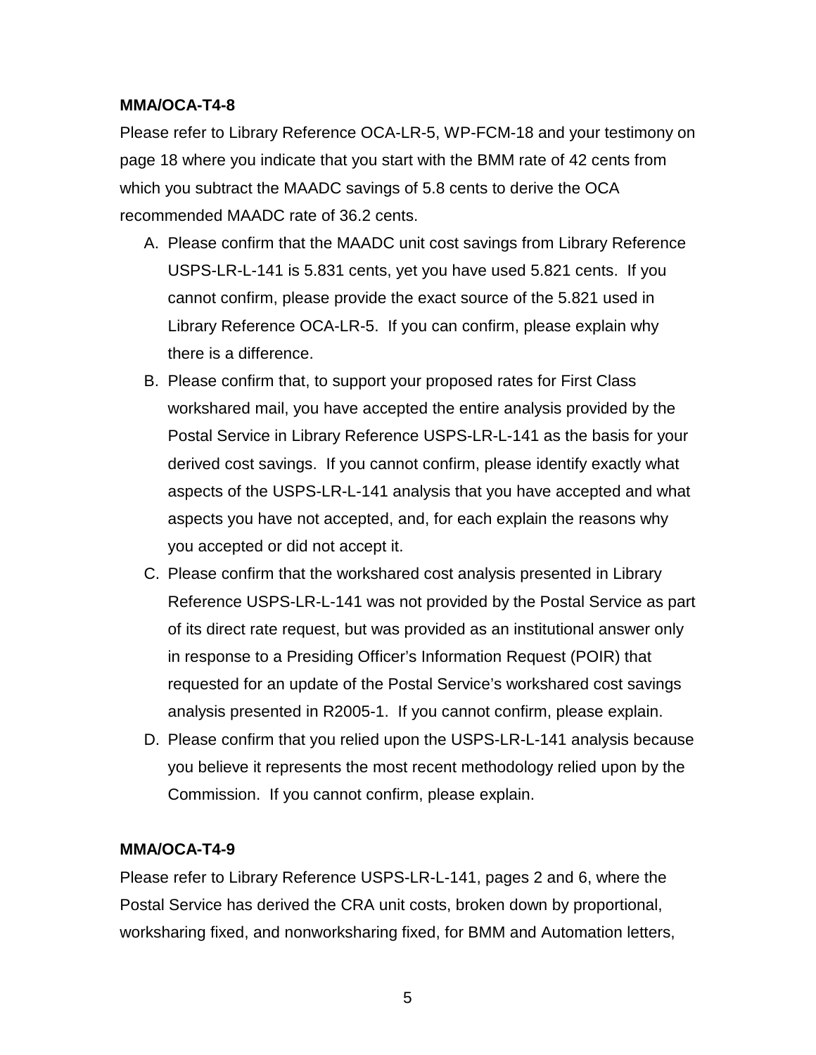**MMA/OCA-T4-8**

Please refer to Library Reference OCA-LR-5, WP-FCM-18 and your testimony on page 18 where you indicate that you start with the BMM rate of 42 cents from which you subtract the MAADC savings of 5.8 cents to derive the OCA recommended MAADC rate of 36.2 cents.

A. Please confirm that the MAADC unit cost savings from Library Reference USPS-LR-L-141 is 5.831 cents, yet you have used 5.821 cents. If you cannot confirm, please provide the exact source of the 5.821 used in Library Reference OCA-LR-5. If you can confirm, please explain why there is a difference.

B. Please confirm that, to support your proposed rates for First Class workshared mail, you have accepted the entire analysis provided by the Postal Service in Library Reference USPS-LR-L-141 as the basis for your derived cost savings. If you cannot confirm, please identify exactly what aspects of the USPS-LR-L-141 analysis that you have accepted and what aspects you have not accepted, and, for each explain the reasons why you accepted or did not accept it.

C. Please confirm that the workshared cost analysis presented in Library Reference USPS-LR-L-141 was not provided by the Postal Service as part of its direct rate request, but was provided as an institutional answer only in response to a Presiding Officer's Information Request (POIR) that requested for an update of the Postal Service's workshared cost savings analysis presented in R2005-1. If you cannot confirm, please explain.

D. Please confirm that you relied upon the USPS-LR-L-141 analysis because you believe it represents the most recent methodology relied upon by the Commission. If you cannot confirm, please explain.

**MMA/OCA-T4-9**

Please refer to Library Reference USPS-LR-L-141, pages 2 and 6, where the Postal Service has derived the CRA unit costs, broken down by proportional, worksharing fixed, and nonworksharing fixed, for BMM and Automation letters,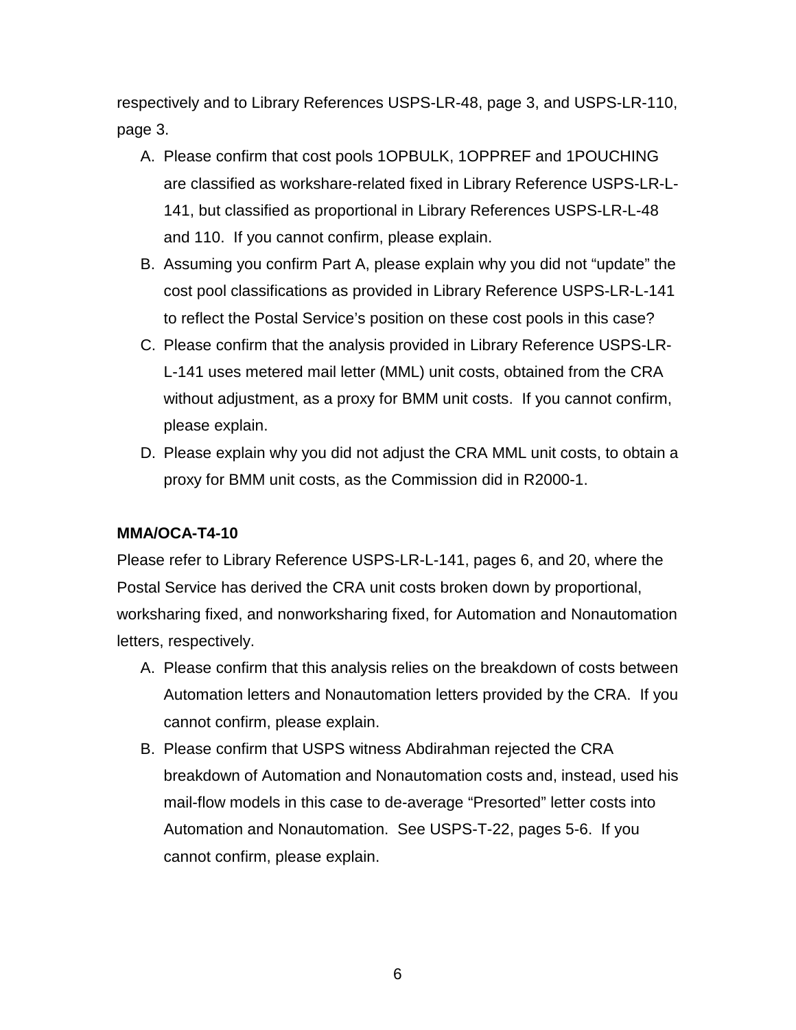respectively and to Library References USPS-LR-48, page 3, and USPS-LR-110, page 3.

A. Please confirm that cost pools 1OPBULK, 1OPPREF and 1POUCHING are classified as workshare-related fixed in Library Reference USPS-LR-L-141, but classified as proportional in Library References USPS-LR-L-48 and 110. If you cannot confirm, please explain.
B. Assuming you confirm Part A, please explain why you did not "update" the cost pool classifications as provided in Library Reference USPS-LR-L-141 to reflect the Postal Service's position on these cost pools in this case?
C. Please confirm that the analysis provided in Library Reference USPS-LR-L-141 uses metered mail letter (MML) unit costs, obtained from the CRA without adjustment, as a proxy for BMM unit costs. If you cannot confirm, please explain.
D. Please explain why you did not adjust the CRA MML unit costs, to obtain a proxy for BMM unit costs, as the Commission did in R2000-1.

**MMA/OCA-T4-10**

Please refer to Library Reference USPS-LR-L-141, pages 6, and 20, where the Postal Service has derived the CRA unit costs broken down by proportional, worksharing fixed, and nonworksharing fixed, for Automation and Nonautomation letters, respectively.

A. Please confirm that this analysis relies on the breakdown of costs between Automation letters and Nonautomation letters provided by the CRA. If you cannot confirm, please explain.
B. Please confirm that USPS witness Abdirahman rejected the CRA breakdown of Automation and Nonautomation costs and, instead, used his mail-flow models in this case to de-average "Presorted" letter costs into Automation and Nonautomation. See USPS-T-22, pages 5-6. If you cannot confirm, please explain.